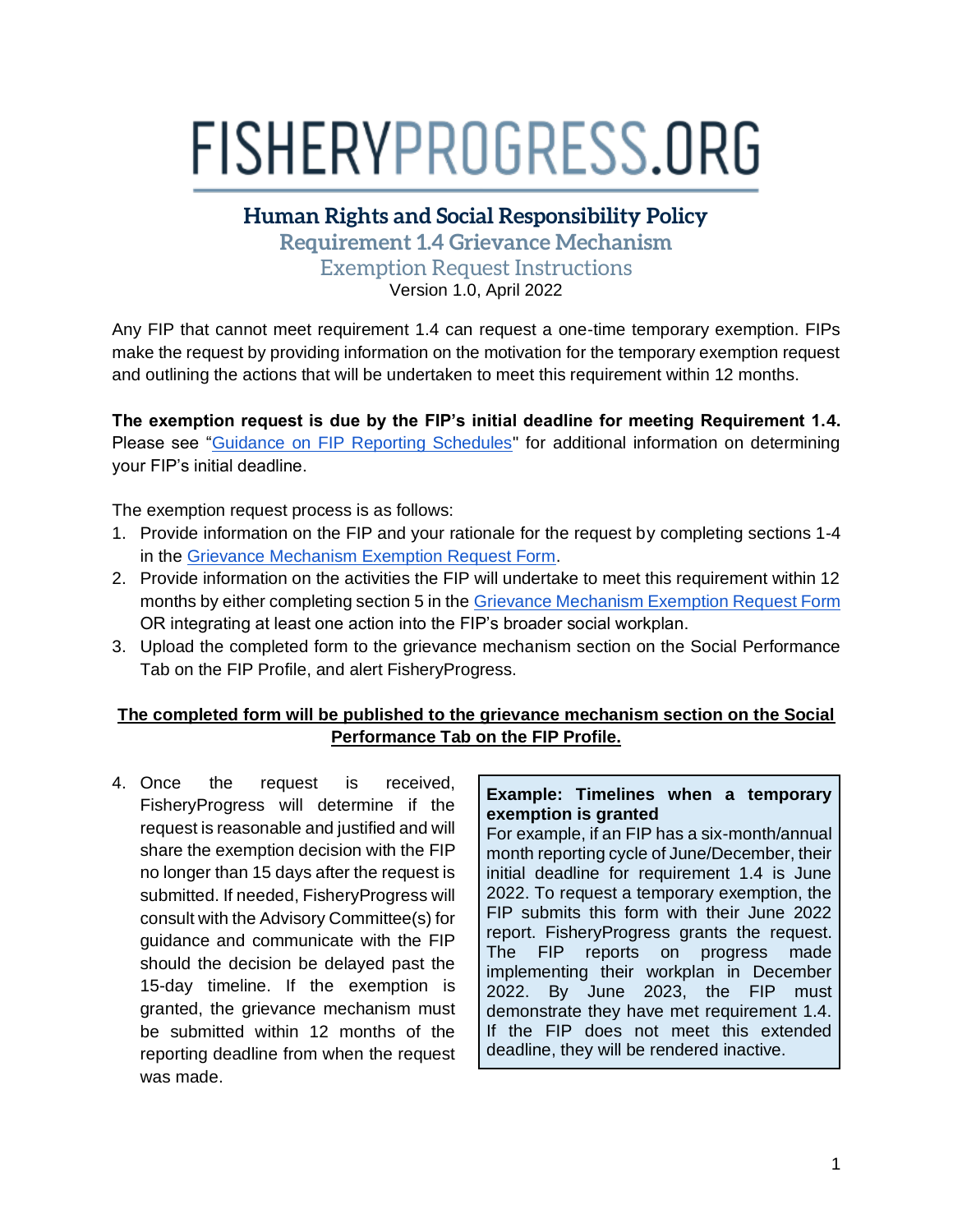# FISHERYPROGRESS.ORG

## Human Rights and Social Responsibility Policy

### Requirement 1.4 Grievance Mechanism

### Exemption Request Instructions

Version 1.0, April 2022

Any FIP that cannot meet requirement 1.4 can request a one-time temporary exemption. FIPs make the request by providing information on the motivation for the temporary exemption request and outlining the actions that will be undertaken to meet this requirement within 12 months.

**The exemption request is due by the FIP's initial deadline for meeting Requirement 1.4.** Please see "Guidance on FIP Reporting Schedules" for additional information on determining your FIP's initial deadline.

The exemption request process is as follows:

1. Provide information on the FIP and your rationale for the request by completing sections 1-4 in the Grievance Mechanism Exemption Request Form.
2. Provide information on the activities the FIP will undertake to meet this requirement within 12 months by either completing section 5 in the Grievance Mechanism Exemption Request Form OR integrating at least one action into the FIP's broader social workplan.
3. Upload the completed form to the grievance mechanism section on the Social Performance Tab on the FIP Profile, and alert FisheryProgress.

**<u>The completed form will be published to the grievance mechanism section on the Social Performance Tab on the FIP Profile.</u>**

4. Once the request is received, FisheryProgress will determine if the request is reasonable and justified and will share the exemption decision with the FIP no longer than 15 days after the request is submitted. If needed, FisheryProgress will consult with the Advisory Committee(s) for guidance and communicate with the FIP should the decision be delayed past the 15-day timeline. If the exemption is granted, the grievance mechanism must be submitted within 12 months of the reporting deadline from when the request was made.

> **Example: Timelines when a temporary exemption is granted**
> For example, if an FIP has a six-month/annual month reporting cycle of June/December, their initial deadline for requirement 1.4 is June 2022. To request a temporary exemption, the FIP submits this form with their June 2022 report. FisheryProgress grants the request. The FIP reports on progress made implementing their workplan in December 2022. By June 2023, the FIP must demonstrate they have met requirement 1.4. If the FIP does not meet this extended deadline, they will be rendered inactive.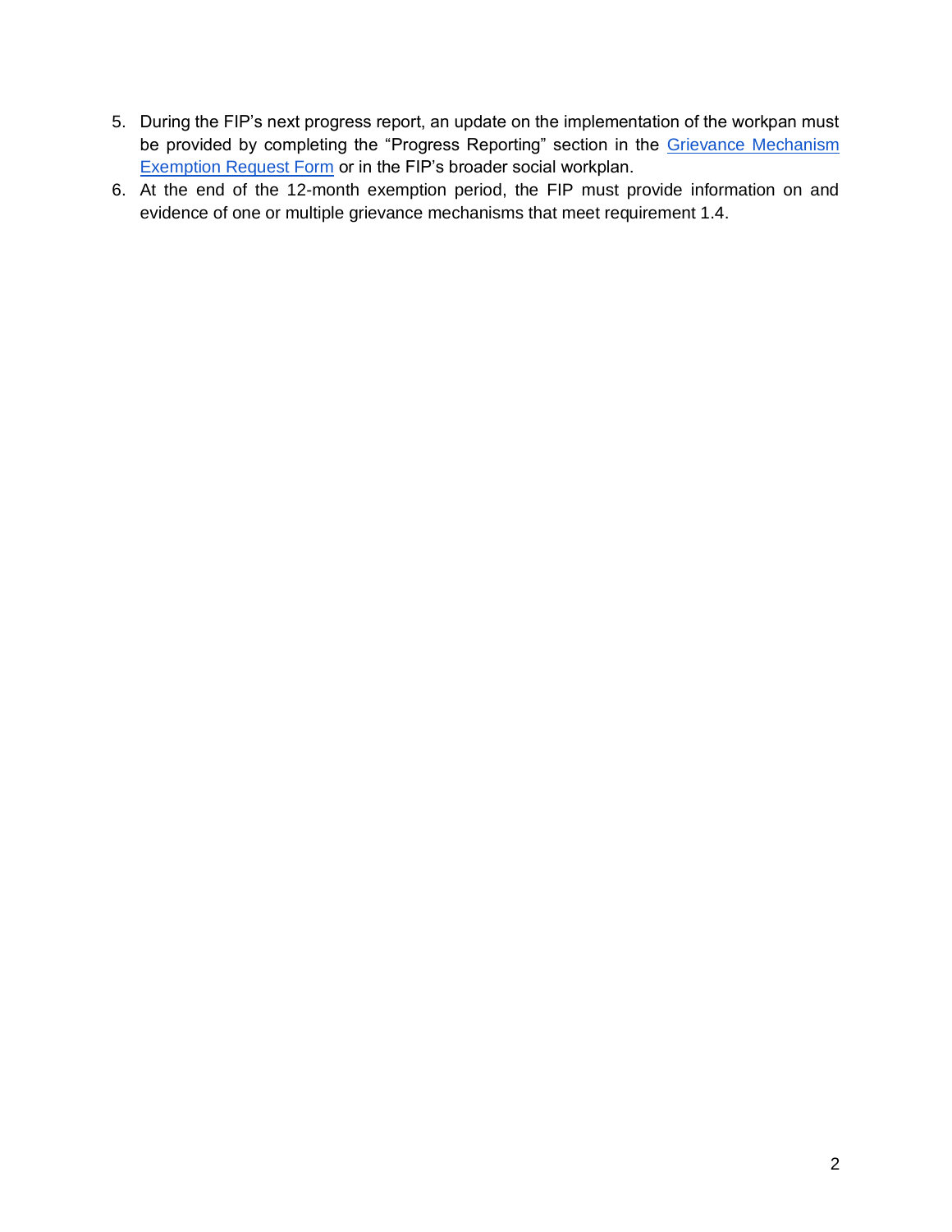5. During the FIP's next progress report, an update on the implementation of the workpan must be provided by completing the "Progress Reporting" section in the Grievance Mechanism Exemption Request Form or in the FIP's broader social workplan.
6. At the end of the 12-month exemption period, the FIP must provide information on and evidence of one or multiple grievance mechanisms that meet requirement 1.4.